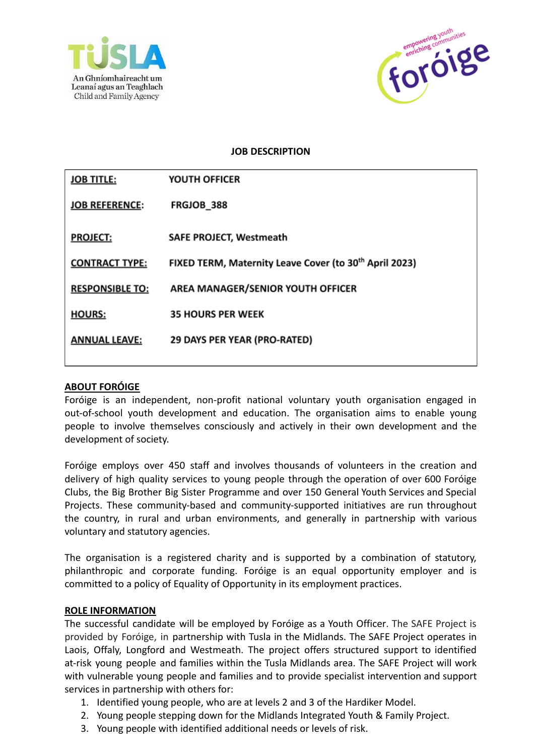**JOB DESCRIPTION**

| | |
|---|---|
| **JOB TITLE:** | **YOUTH OFFICER** |
| **JOB REFERENCE:** | **FRGJOB_388** |
| **PROJECT:** | **SAFE PROJECT, Westmeath** |
| **CONTRACT TYPE:** | **FIXED TERM, Maternity Leave Cover (to 30th April 2023)** |
| **RESPONSIBLE TO:** | **AREA MANAGER/SENIOR YOUTH OFFICER** |
| **HOURS:** | **35 HOURS PER WEEK** |
| **ANNUAL LEAVE:** | **29 DAYS PER YEAR (PRO-RATED)** |

## ABOUT FORÓIGE

Foróige is an independent, non-profit national voluntary youth organisation engaged in out-of-school youth development and education. The organisation aims to enable young people to involve themselves consciously and actively in their own development and the development of society.

Foróige employs over 450 staff and involves thousands of volunteers in the creation and delivery of high quality services to young people through the operation of over 600 Foróige Clubs, the Big Brother Big Sister Programme and over 150 General Youth Services and Special Projects. These community-based and community-supported initiatives are run throughout the country, in rural and urban environments, and generally in partnership with various voluntary and statutory agencies.

The organisation is a registered charity and is supported by a combination of statutory, philanthropic and corporate funding. Foróige is an equal opportunity employer and is committed to a policy of Equality of Opportunity in its employment practices.

## ROLE INFORMATION

The successful candidate will be employed by Foróige as a Youth Officer. The SAFE Project is provided by Foróige, in partnership with Tusla in the Midlands. The SAFE Project operates in Laois, Offaly, Longford and Westmeath. The project offers structured support to identified at-risk young people and families within the Tusla Midlands area. The SAFE Project will work with vulnerable young people and families and to provide specialist intervention and support services in partnership with others for:

1. Identified young people, who are at levels 2 and 3 of the Hardiker Model.
2. Young people stepping down for the Midlands Integrated Youth & Family Project.
3. Young people with identified additional needs or levels of risk.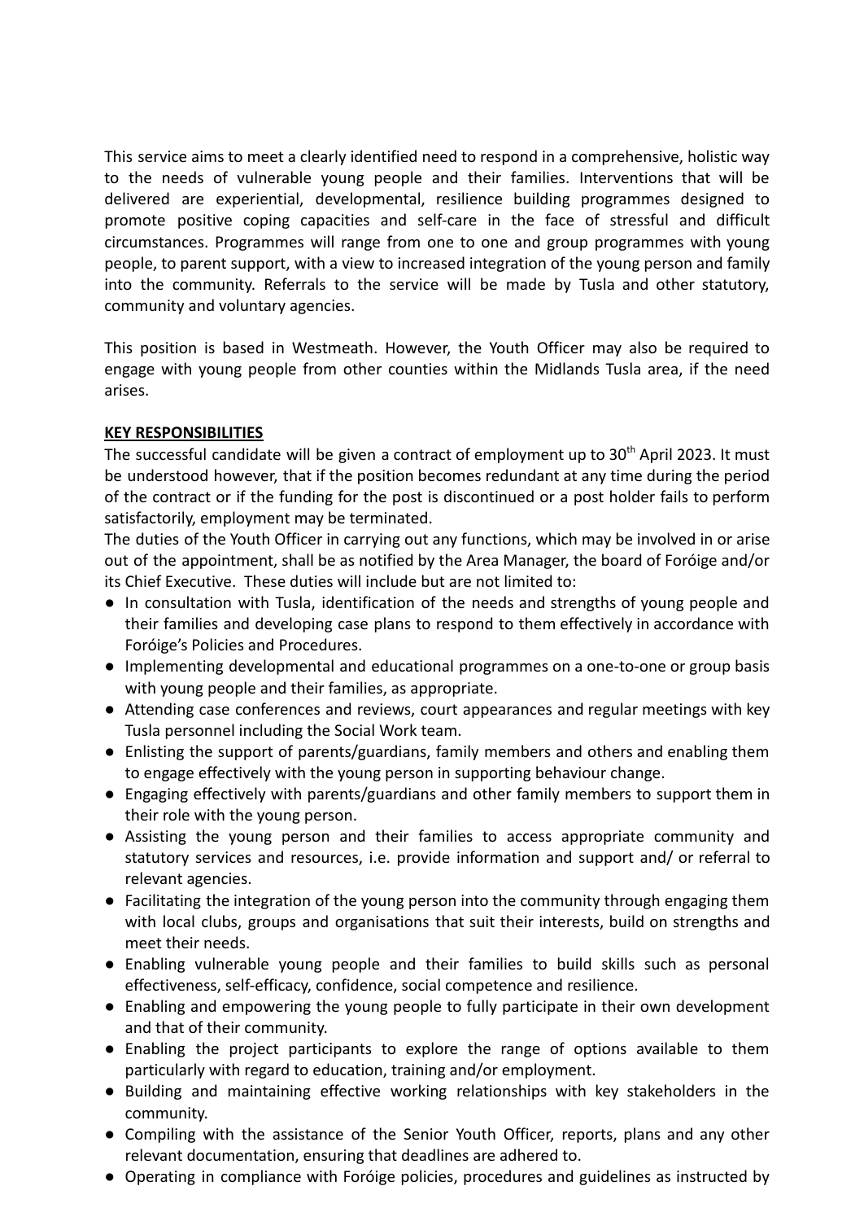This service aims to meet a clearly identified need to respond in a comprehensive, holistic way to the needs of vulnerable young people and their families. Interventions that will be delivered are experiential, developmental, resilience building programmes designed to promote positive coping capacities and self-care in the face of stressful and difficult circumstances. Programmes will range from one to one and group programmes with young people, to parent support, with a view to increased integration of the young person and family into the community. Referrals to the service will be made by Tusla and other statutory, community and voluntary agencies.

This position is based in Westmeath. However, the Youth Officer may also be required to engage with young people from other counties within the Midlands Tusla area, if the need arises.

**KEY RESPONSIBILITIES**

The successful candidate will be given a contract of employment up to 30th April 2023. It must be understood however, that if the position becomes redundant at any time during the period of the contract or if the funding for the post is discontinued or a post holder fails to perform satisfactorily, employment may be terminated.

The duties of the Youth Officer in carrying out any functions, which may be involved in or arise out of the appointment, shall be as notified by the Area Manager, the board of Foróige and/or its Chief Executive. These duties will include but are not limited to:

- In consultation with Tusla, identification of the needs and strengths of young people and their families and developing case plans to respond to them effectively in accordance with Foróige's Policies and Procedures.
- Implementing developmental and educational programmes on a one-to-one or group basis with young people and their families, as appropriate.
- Attending case conferences and reviews, court appearances and regular meetings with key Tusla personnel including the Social Work team.
- Enlisting the support of parents/guardians, family members and others and enabling them to engage effectively with the young person in supporting behaviour change.
- Engaging effectively with parents/guardians and other family members to support them in their role with the young person.
- Assisting the young person and their families to access appropriate community and statutory services and resources, i.e. provide information and support and/ or referral to relevant agencies.
- Facilitating the integration of the young person into the community through engaging them with local clubs, groups and organisations that suit their interests, build on strengths and meet their needs.
- Enabling vulnerable young people and their families to build skills such as personal effectiveness, self-efficacy, confidence, social competence and resilience.
- Enabling and empowering the young people to fully participate in their own development and that of their community.
- Enabling the project participants to explore the range of options available to them particularly with regard to education, training and/or employment.
- Building and maintaining effective working relationships with key stakeholders in the community.
- Compiling with the assistance of the Senior Youth Officer, reports, plans and any other relevant documentation, ensuring that deadlines are adhered to.
- Operating in compliance with Foróige policies, procedures and guidelines as instructed by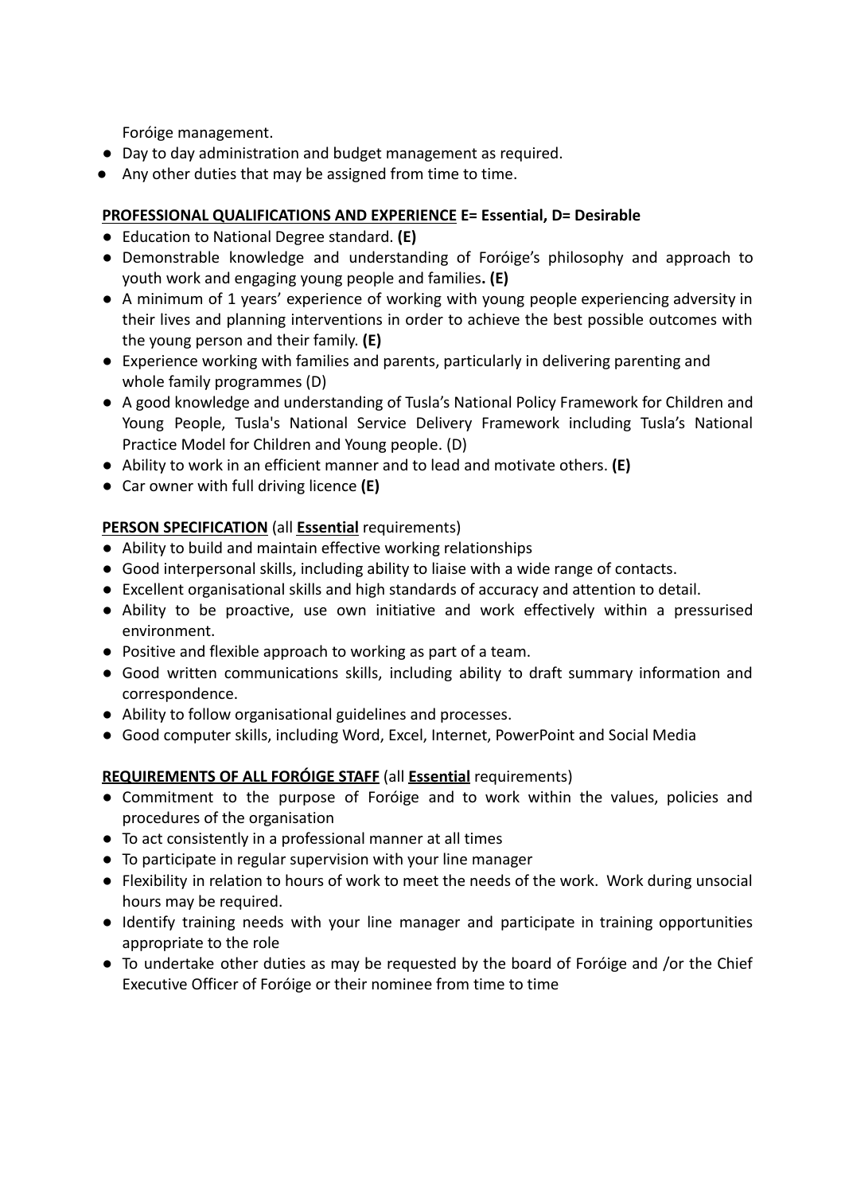Foróige management.

- Day to day administration and budget management as required.
- Any other duties that may be assigned from time to time.

**<u>PROFESSIONAL QUALIFICATIONS AND EXPERIENCE</u> E= Essential, D= Desirable**

- Education to National Degree standard. **(E)**
- Demonstrable knowledge and understanding of Foróige's philosophy and approach to youth work and engaging young people and families**. (E)**
- A minimum of 1 years' experience of working with young people experiencing adversity in their lives and planning interventions in order to achieve the best possible outcomes with the young person and their family. **(E)**
- Experience working with families and parents, particularly in delivering parenting and whole family programmes (D)
- A good knowledge and understanding of Tusla's National Policy Framework for Children and Young People, Tusla's National Service Delivery Framework including Tusla's National Practice Model for Children and Young people. (D)
- Ability to work in an efficient manner and to lead and motivate others. **(E)**
- Car owner with full driving licence **(E)**

**<u>PERSON SPECIFICATION</u>** (all **<u>Essential</u>** requirements)

- Ability to build and maintain effective working relationships
- Good interpersonal skills, including ability to liaise with a wide range of contacts.
- Excellent organisational skills and high standards of accuracy and attention to detail.
- Ability to be proactive, use own initiative and work effectively within a pressurised environment.
- Positive and flexible approach to working as part of a team.
- Good written communications skills, including ability to draft summary information and correspondence.
- Ability to follow organisational guidelines and processes.
- Good computer skills, including Word, Excel, Internet, PowerPoint and Social Media

**<u>REQUIREMENTS OF ALL FORÓIGE STAFF</u>** (all **<u>Essential</u>** requirements)

- Commitment to the purpose of Foróige and to work within the values, policies and procedures of the organisation
- To act consistently in a professional manner at all times
- To participate in regular supervision with your line manager
- Flexibility in relation to hours of work to meet the needs of the work. Work during unsocial hours may be required.
- Identify training needs with your line manager and participate in training opportunities appropriate to the role
- To undertake other duties as may be requested by the board of Foróige and /or the Chief Executive Officer of Foróige or their nominee from time to time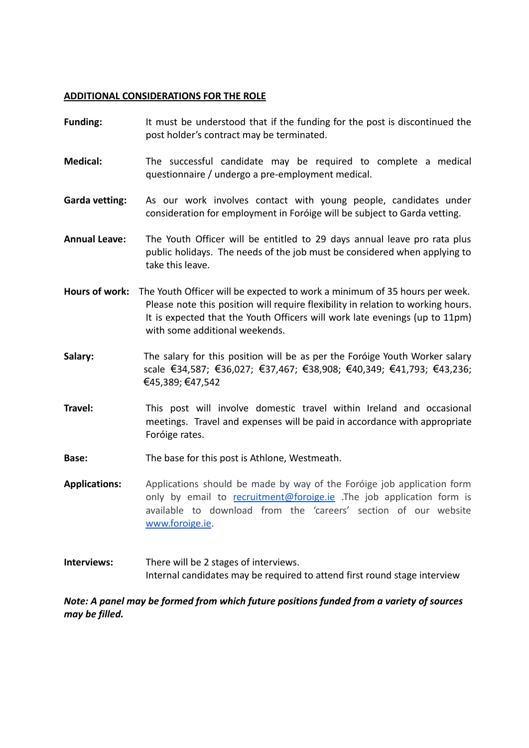## ADDITIONAL CONSIDERATIONS FOR THE ROLE

**Funding:** It must be understood that if the funding for the post is discontinued the post holder's contract may be terminated.

**Medical:** The successful candidate may be required to complete a medical questionnaire / undergo a pre-employment medical.

**Garda vetting:** As our work involves contact with young people, candidates under consideration for employment in Foróige will be subject to Garda vetting.

**Annual Leave:** The Youth Officer will be entitled to 29 days annual leave pro rata plus public holidays. The needs of the job must be considered when applying to take this leave.

**Hours of work:** The Youth Officer will be expected to work a minimum of 35 hours per week. Please note this position will require flexibility in relation to working hours. It is expected that the Youth Officers will work late evenings (up to 11pm) with some additional weekends.

**Salary:** The salary for this position will be as per the Foróige Youth Worker salary scale €34,587; €36,027; €37,467; €38,908; €40,349; €41,793; €43,236; €45,389; €47,542

**Travel:** This post will involve domestic travel within Ireland and occasional meetings. Travel and expenses will be paid in accordance with appropriate Foróige rates.

**Base:** The base for this post is Athlone, Westmeath.

**Applications:** Applications should be made by way of the Foróige job application form only by email to recruitment@foroige.ie .The job application form is available to download from the 'careers' section of our website www.foroige.ie.

**Interviews:** There will be 2 stages of interviews.
Internal candidates may be required to attend first round stage interview

***Note: A panel may be formed from which future positions funded from a variety of sources may be filled.***